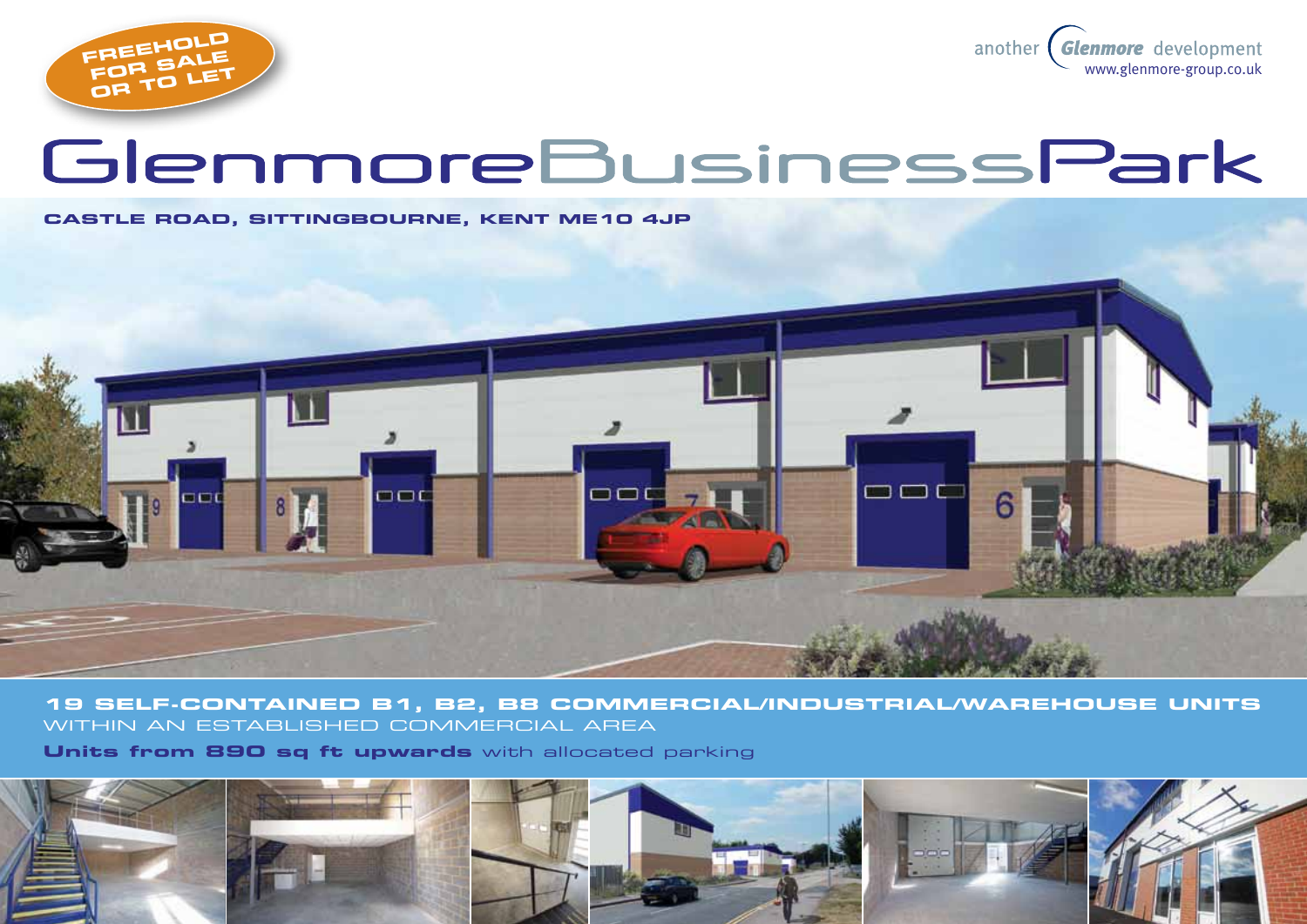**FREEHOLD FOR SALE OR TO LET**

another Glenmore development
www.glenmore-group.co.uk

# GlenmoreBusinessPark

**CASTLE ROAD, SITTINGBOURNE, KENT ME10 4JP**

**19 SELF-CONTAINED B1, B2, B8 COMMERCIAL/INDUSTRIAL/WAREHOUSE UNITS**
WITHIN AN ESTABLISHED COMMERCIAL AREA

**Units from 890 sq ft upwards** with allocated parking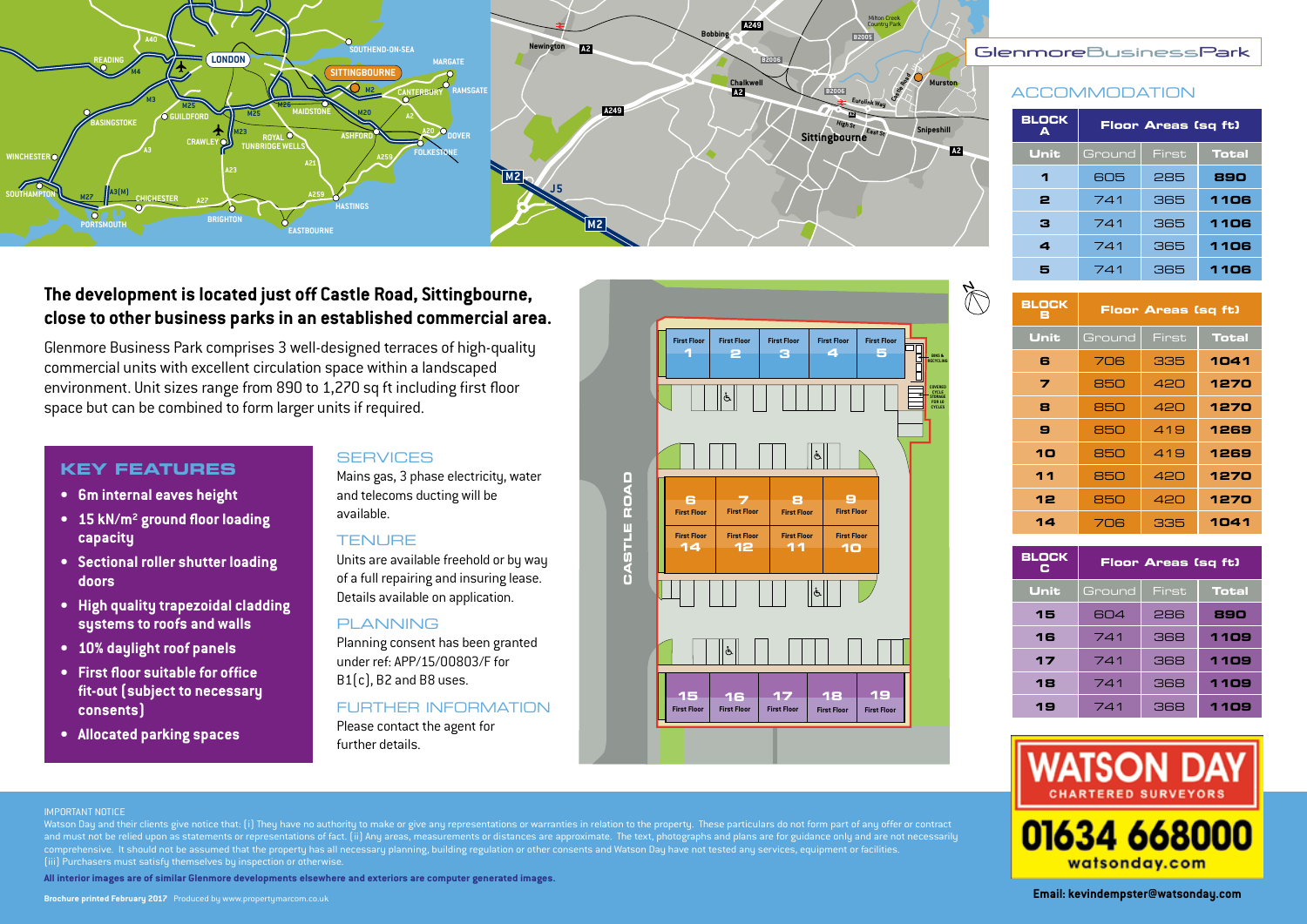GlenmoreBusinessPark

## ACCOMMODATION

| BLOCK A | Floor Areas (sq ft) | | |
|---|---|---|---|
| Unit | Ground | First | Total |
| 1 | 605 | 285 | 890 |
| 2 | 741 | 365 | 1106 |
| 3 | 741 | 365 | 1106 |
| 4 | 741 | 365 | 1106 |
| 5 | 741 | 365 | 1106 |

| BLOCK B | Floor Areas (sq ft) | | |
|---|---|---|---|
| Unit | Ground | First | Total |
| 6 | 706 | 335 | 1041 |
| 7 | 850 | 420 | 1270 |
| 8 | 850 | 420 | 1270 |
| 9 | 850 | 419 | 1269 |
| 10 | 850 | 419 | 1269 |
| 11 | 850 | 420 | 1270 |
| 12 | 850 | 420 | 1270 |
| 14 | 706 | 335 | 1041 |

| BLOCK C | Floor Areas (sq ft) | | |
|---|---|---|---|
| Unit | Ground | First | Total |
| 15 | 604 | 286 | 890 |
| 16 | 741 | 368 | 1109 |
| 17 | 741 | 368 | 1109 |
| 18 | 741 | 368 | 1109 |
| 19 | 741 | 368 | 1109 |

**The development is located just off Castle Road, Sittingbourne, close to other business parks in an established commercial area.**

Glenmore Business Park comprises 3 well-designed terraces of high-quality commercial units with excellent circulation space within a landscaped environment. Unit sizes range from 890 to 1,270 sq ft including first floor space but can be combined to form larger units if required.

## KEY FEATURES

- 6m internal eaves height
- 15 kN/m² ground floor loading capacity
- Sectional roller shutter loading doors
- High quality trapezoidal cladding systems to roofs and walls
- 10% daylight roof panels
- First floor suitable for office fit-out (subject to necessary consents)
- Allocated parking spaces

## SERVICES

Mains gas, 3 phase electricity, water and telecoms ducting will be available.

## TENURE

Units are available freehold or by way of a full repairing and insuring lease. Details available on application.

## PLANNING

Planning consent has been granted under ref: APP/15/00803/F for B1(c), B2 and B8 uses.

## FURTHER INFORMATION

Please contact the agent for further details.

WATSON DAY
CHARTERED SURVEYORS
01634 668000
watsonday.com

Email: kevindempster@watsonday.com

IMPORTANT NOTICE

Watson Day and their clients give notice that: (i) They have no authority to make or give any representations or warranties in relation to the property. These particulars do not form part of any offer or contract and must not be relied upon as statements or representations of fact. (ii) Any areas, measurements or distances are approximate. The text, photographs and plans are for guidance only and are not necessarily comprehensive. It should not be assumed that the property has all necessary planning, building regulation or other consents and Watson Day have not tested any services, equipment or facilities. (iii) Purchasers must satisfy themselves by inspection or otherwise.

**All interior images are of similar Glenmore developments elsewhere and exteriors are computer generated images.**

**Brochure printed February 2017** Produced by www.propertymarcom.co.uk